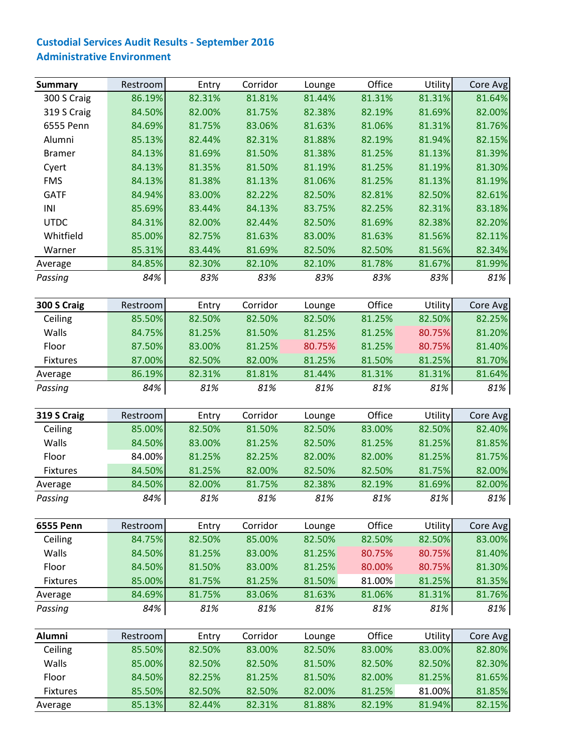**Custodial Services Audit Results - September 2016**
**Administrative Environment**

| Summary | Restroom | Entry | Corridor | Lounge | Office | Utility | Core Avg |
|---|---|---|---|---|---|---|---|
| 300 S Craig | 86.19% | 82.31% | 81.81% | 81.44% | 81.31% | 81.31% | 81.64% |
| 319 S Craig | 84.50% | 82.00% | 81.75% | 82.38% | 82.19% | 81.69% | 82.00% |
| 6555 Penn | 84.69% | 81.75% | 83.06% | 81.63% | 81.06% | 81.31% | 81.76% |
| Alumni | 85.13% | 82.44% | 82.31% | 81.88% | 82.19% | 81.94% | 82.15% |
| Bramer | 84.13% | 81.69% | 81.50% | 81.38% | 81.25% | 81.13% | 81.39% |
| Cyert | 84.13% | 81.35% | 81.50% | 81.19% | 81.25% | 81.19% | 81.30% |
| FMS | 84.13% | 81.38% | 81.13% | 81.06% | 81.25% | 81.13% | 81.19% |
| GATF | 84.94% | 83.00% | 82.22% | 82.50% | 82.81% | 82.50% | 82.61% |
| INI | 85.69% | 83.44% | 84.13% | 83.75% | 82.25% | 82.31% | 83.18% |
| UTDC | 84.31% | 82.00% | 82.44% | 82.50% | 81.69% | 82.38% | 82.20% |
| Whitfield | 85.00% | 82.75% | 81.63% | 83.00% | 81.63% | 81.56% | 82.11% |
| Warner | 85.31% | 83.44% | 81.69% | 82.50% | 82.50% | 81.56% | 82.34% |
| Average | 84.85% | 82.30% | 82.10% | 82.10% | 81.78% | 81.67% | 81.99% |
| *Passing* | *84%* | *83%* | *83%* | *83%* | *83%* | *83%* | *81%* |

| 300 S Craig | Restroom | Entry | Corridor | Lounge | Office | Utility | Core Avg |
|---|---|---|---|---|---|---|---|
| Ceiling | 85.50% | 82.50% | 82.50% | 82.50% | 81.25% | 82.50% | 82.25% |
| Walls | 84.75% | 81.25% | 81.50% | 81.25% | 81.25% | 80.75% | 81.20% |
| Floor | 87.50% | 83.00% | 81.25% | 80.75% | 81.25% | 80.75% | 81.40% |
| Fixtures | 87.00% | 82.50% | 82.00% | 81.25% | 81.50% | 81.25% | 81.70% |
| Average | 86.19% | 82.31% | 81.81% | 81.44% | 81.31% | 81.31% | 81.64% |
| *Passing* | *84%* | *81%* | *81%* | *81%* | *81%* | *81%* | *81%* |

| 319 S Craig | Restroom | Entry | Corridor | Lounge | Office | Utility | Core Avg |
|---|---|---|---|---|---|---|---|
| Ceiling | 85.00% | 82.50% | 81.50% | 82.50% | 83.00% | 82.50% | 82.40% |
| Walls | 84.50% | 83.00% | 81.25% | 82.50% | 81.25% | 81.25% | 81.85% |
| Floor | 84.00% | 81.25% | 82.25% | 82.00% | 82.00% | 81.25% | 81.75% |
| Fixtures | 84.50% | 81.25% | 82.00% | 82.50% | 82.50% | 81.75% | 82.00% |
| Average | 84.50% | 82.00% | 81.75% | 82.38% | 82.19% | 81.69% | 82.00% |
| *Passing* | *84%* | *81%* | *81%* | *81%* | *81%* | *81%* | *81%* |

| 6555 Penn | Restroom | Entry | Corridor | Lounge | Office | Utility | Core Avg |
|---|---|---|---|---|---|---|---|
| Ceiling | 84.75% | 82.50% | 85.00% | 82.50% | 82.50% | 82.50% | 83.00% |
| Walls | 84.50% | 81.25% | 83.00% | 81.25% | 80.75% | 80.75% | 81.40% |
| Floor | 84.50% | 81.50% | 83.00% | 81.25% | 80.00% | 80.75% | 81.30% |
| Fixtures | 85.00% | 81.75% | 81.25% | 81.50% | 81.00% | 81.25% | 81.35% |
| Average | 84.69% | 81.75% | 83.06% | 81.63% | 81.06% | 81.31% | 81.76% |
| *Passing* | *84%* | *81%* | *81%* | *81%* | *81%* | *81%* | *81%* |

| Alumni | Restroom | Entry | Corridor | Lounge | Office | Utility | Core Avg |
|---|---|---|---|---|---|---|---|
| Ceiling | 85.50% | 82.50% | 83.00% | 82.50% | 83.00% | 83.00% | 82.80% |
| Walls | 85.00% | 82.50% | 82.50% | 81.50% | 82.50% | 82.50% | 82.30% |
| Floor | 84.50% | 82.25% | 81.25% | 81.50% | 82.00% | 81.25% | 81.65% |
| Fixtures | 85.50% | 82.50% | 82.50% | 82.00% | 81.25% | 81.00% | 81.85% |
| Average | 85.13% | 82.44% | 82.31% | 81.88% | 82.19% | 81.94% | 82.15% |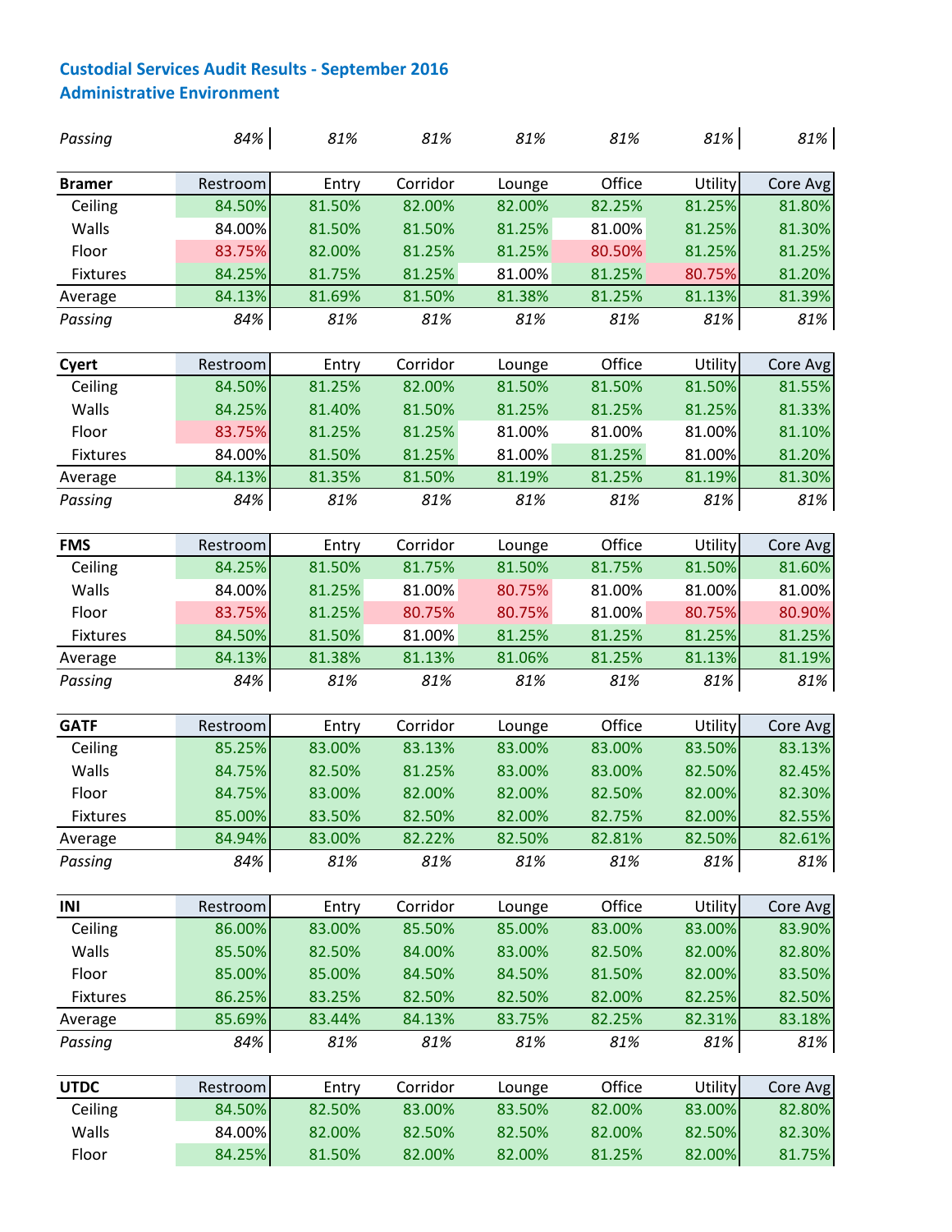**Custodial Services Audit Results - September 2016**
**Administrative Environment**

| *Passing* | *84%* | *81%* | *81%* | *81%* | *81%* | *81%* | *81%* |
|---|---|---|---|---|---|---|---|

| **Bramer** | Restroom | Entry | Corridor | Lounge | Office | Utility | Core Avg |
|---|---|---|---|---|---|---|---|
| Ceiling | 84.50% | 81.50% | 82.00% | 82.00% | 82.25% | 81.25% | 81.80% |
| Walls | 84.00% | 81.50% | 81.50% | 81.25% | 81.00% | 81.25% | 81.30% |
| Floor | 83.75% | 82.00% | 81.25% | 81.25% | 80.50% | 81.25% | 81.25% |
| Fixtures | 84.25% | 81.75% | 81.25% | 81.00% | 81.25% | 80.75% | 81.20% |
| Average | 84.13% | 81.69% | 81.50% | 81.38% | 81.25% | 81.13% | 81.39% |
| *Passing* | *84%* | *81%* | *81%* | *81%* | *81%* | *81%* | *81%* |

| **Cyert** | Restroom | Entry | Corridor | Lounge | Office | Utility | Core Avg |
|---|---|---|---|---|---|---|---|
| Ceiling | 84.50% | 81.25% | 82.00% | 81.50% | 81.50% | 81.50% | 81.55% |
| Walls | 84.25% | 81.40% | 81.50% | 81.25% | 81.25% | 81.25% | 81.33% |
| Floor | 83.75% | 81.25% | 81.25% | 81.00% | 81.00% | 81.00% | 81.10% |
| Fixtures | 84.00% | 81.50% | 81.25% | 81.00% | 81.25% | 81.00% | 81.20% |
| Average | 84.13% | 81.35% | 81.50% | 81.19% | 81.25% | 81.19% | 81.30% |
| *Passing* | *84%* | *81%* | *81%* | *81%* | *81%* | *81%* | *81%* |

| **FMS** | Restroom | Entry | Corridor | Lounge | Office | Utility | Core Avg |
|---|---|---|---|---|---|---|---|
| Ceiling | 84.25% | 81.50% | 81.75% | 81.50% | 81.75% | 81.50% | 81.60% |
| Walls | 84.00% | 81.25% | 81.00% | 80.75% | 81.00% | 81.00% | 81.00% |
| Floor | 83.75% | 81.25% | 80.75% | 80.75% | 81.00% | 80.75% | 80.90% |
| Fixtures | 84.50% | 81.50% | 81.00% | 81.25% | 81.25% | 81.25% | 81.25% |
| Average | 84.13% | 81.38% | 81.13% | 81.06% | 81.25% | 81.13% | 81.19% |
| *Passing* | *84%* | *81%* | *81%* | *81%* | *81%* | *81%* | *81%* |

| **GATF** | Restroom | Entry | Corridor | Lounge | Office | Utility | Core Avg |
|---|---|---|---|---|---|---|---|
| Ceiling | 85.25% | 83.00% | 83.13% | 83.00% | 83.00% | 83.50% | 83.13% |
| Walls | 84.75% | 82.50% | 81.25% | 83.00% | 83.00% | 82.50% | 82.45% |
| Floor | 84.75% | 83.00% | 82.00% | 82.00% | 82.50% | 82.00% | 82.30% |
| Fixtures | 85.00% | 83.50% | 82.50% | 82.00% | 82.75% | 82.00% | 82.55% |
| Average | 84.94% | 83.00% | 82.22% | 82.50% | 82.81% | 82.50% | 82.61% |
| *Passing* | *84%* | *81%* | *81%* | *81%* | *81%* | *81%* | *81%* |

| **INI** | Restroom | Entry | Corridor | Lounge | Office | Utility | Core Avg |
|---|---|---|---|---|---|---|---|
| Ceiling | 86.00% | 83.00% | 85.50% | 85.00% | 83.00% | 83.00% | 83.90% |
| Walls | 85.50% | 82.50% | 84.00% | 83.00% | 82.50% | 82.00% | 82.80% |
| Floor | 85.00% | 85.00% | 84.50% | 84.50% | 81.50% | 82.00% | 83.50% |
| Fixtures | 86.25% | 83.25% | 82.50% | 82.50% | 82.00% | 82.25% | 82.50% |
| Average | 85.69% | 83.44% | 84.13% | 83.75% | 82.25% | 82.31% | 83.18% |
| *Passing* | *84%* | *81%* | *81%* | *81%* | *81%* | *81%* | *81%* |

| **UTDC** | Restroom | Entry | Corridor | Lounge | Office | Utility | Core Avg |
|---|---|---|---|---|---|---|---|
| Ceiling | 84.50% | 82.50% | 83.00% | 83.50% | 82.00% | 83.00% | 82.80% |
| Walls | 84.00% | 82.00% | 82.50% | 82.50% | 82.00% | 82.50% | 82.30% |
| Floor | 84.25% | 81.50% | 82.00% | 82.00% | 81.25% | 82.00% | 81.75% |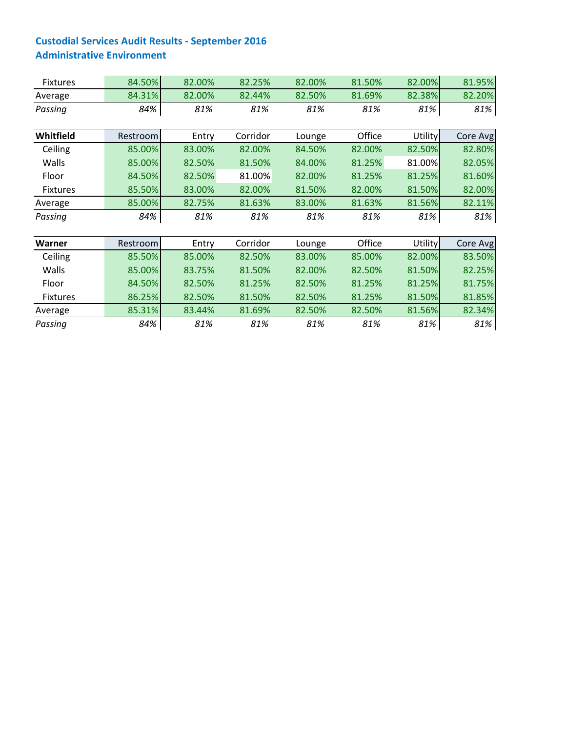**Custodial Services Audit Results - September 2016**
**Administrative Environment**

| | | | | | | | |
|---|---|---|---|---|---|---|---|
| Fixtures | 84.50% | 82.00% | 82.25% | 82.00% | 81.50% | 82.00% | 81.95% |
| Average | 84.31% | 82.00% | 82.44% | 82.50% | 81.69% | 82.38% | 82.20% |
| *Passing* | *84%* | *81%* | *81%* | *81%* | *81%* | *81%* | *81%* |

| **Whitfield** | Restroom | Entry | Corridor | Lounge | Office | Utility | Core Avg |
|---|---|---|---|---|---|---|---|
| Ceiling | 85.00% | 83.00% | 82.00% | 84.50% | 82.00% | 82.50% | 82.80% |
| Walls | 85.00% | 82.50% | 81.50% | 84.00% | 81.25% | 81.00% | 82.05% |
| Floor | 84.50% | 82.50% | 81.00% | 82.00% | 81.25% | 81.25% | 81.60% |
| Fixtures | 85.50% | 83.00% | 82.00% | 81.50% | 82.00% | 81.50% | 82.00% |
| Average | 85.00% | 82.75% | 81.63% | 83.00% | 81.63% | 81.56% | 82.11% |
| *Passing* | *84%* | *81%* | *81%* | *81%* | *81%* | *81%* | *81%* |

| **Warner** | Restroom | Entry | Corridor | Lounge | Office | Utility | Core Avg |
|---|---|---|---|---|---|---|---|
| Ceiling | 85.50% | 85.00% | 82.50% | 83.00% | 85.00% | 82.00% | 83.50% |
| Walls | 85.00% | 83.75% | 81.50% | 82.00% | 82.50% | 81.50% | 82.25% |
| Floor | 84.50% | 82.50% | 81.25% | 82.50% | 81.25% | 81.25% | 81.75% |
| Fixtures | 86.25% | 82.50% | 81.50% | 82.50% | 81.25% | 81.50% | 81.85% |
| Average | 85.31% | 83.44% | 81.69% | 82.50% | 82.50% | 81.56% | 82.34% |
| *Passing* | *84%* | *81%* | *81%* | *81%* | *81%* | *81%* | *81%* |